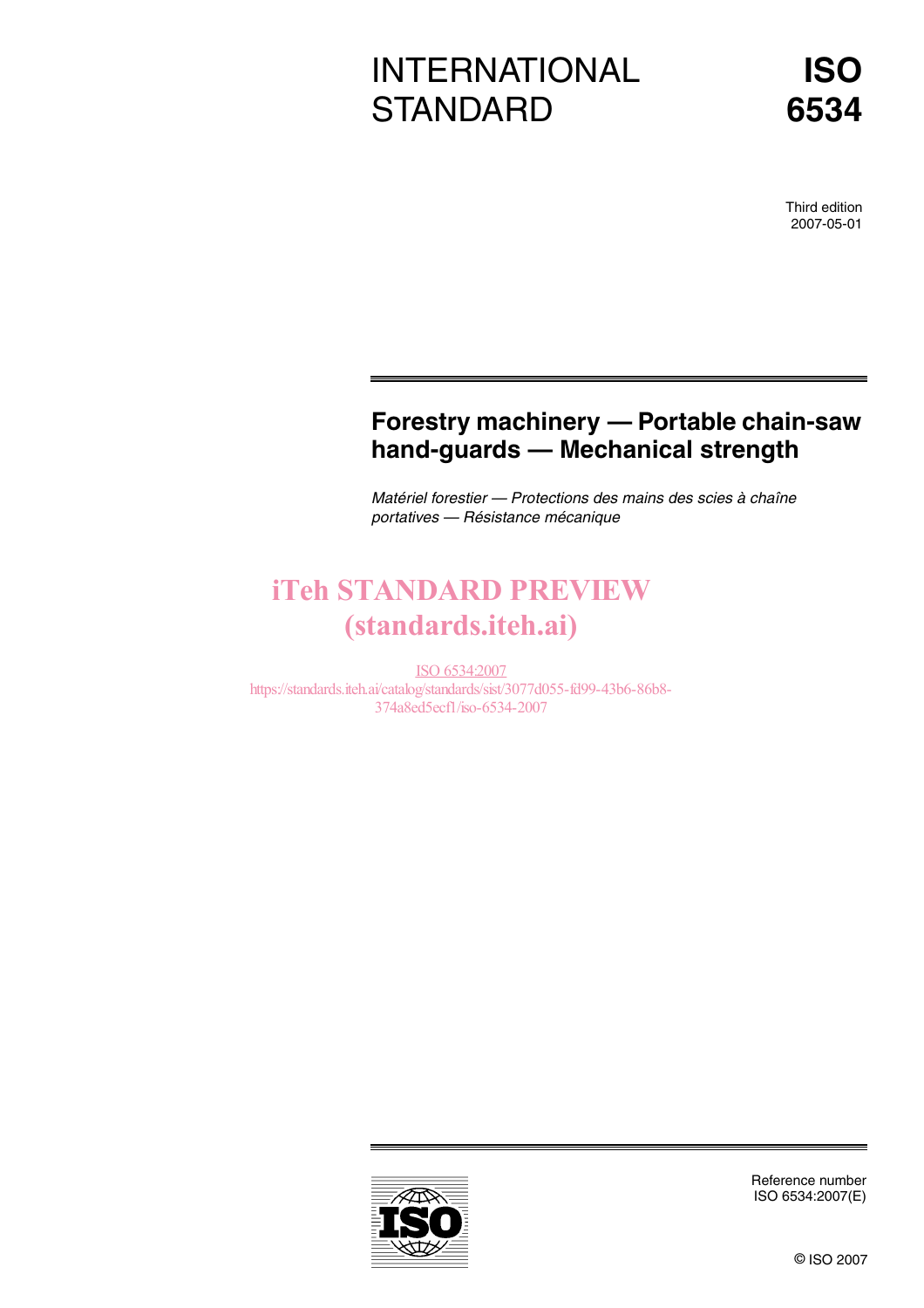# INTERNATIONAL STANDARD

**ISO 6534**

Third edition
2007-05-01

## Forestry machinery — Portable chain-saw hand-guards — Mechanical strength

*Matériel forestier — Protections des mains des scies à chaîne portatives — Résistance mécanique*

iTeh STANDARD PREVIEW
(standards.iteh.ai)

ISO 6534:2007
https://standards.iteh.ai/catalog/standards/sist/3077d055-fd99-43b6-86b8-374a8ed5ecf1/iso-6534-2007

Reference number
ISO 6534:2007(E)

© ISO 2007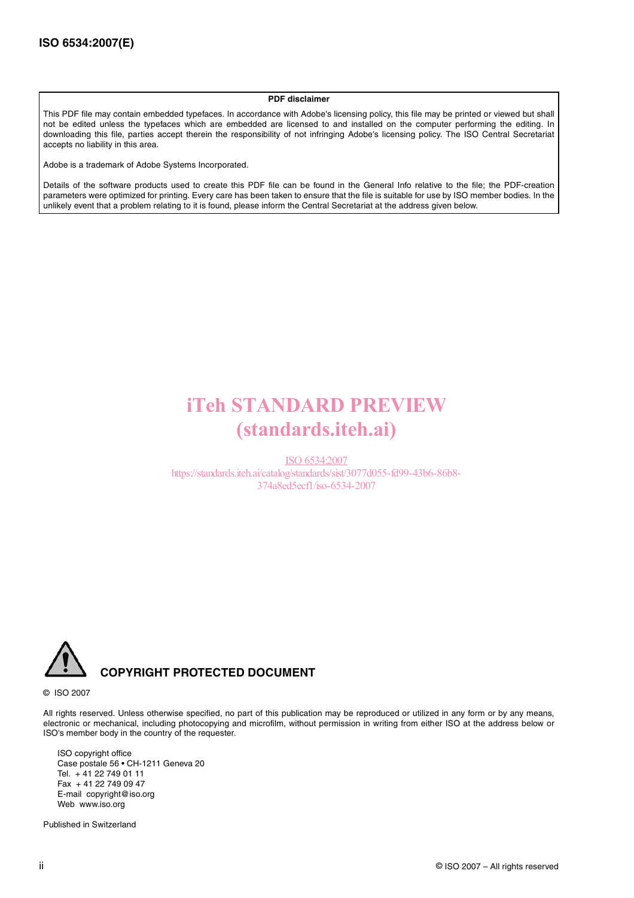**PDF disclaimer**

This PDF file may contain embedded typefaces. In accordance with Adobe's licensing policy, this file may be printed or viewed but shall not be edited unless the typefaces which are embedded are licensed to and installed on the computer performing the editing. In downloading this file, parties accept therein the responsibility of not infringing Adobe's licensing policy. The ISO Central Secretariat accepts no liability in this area.

Adobe is a trademark of Adobe Systems Incorporated.

Details of the software products used to create this PDF file can be found in the General Info relative to the file; the PDF-creation parameters were optimized for printing. Every care has been taken to ensure that the file is suitable for use by ISO member bodies. In the unlikely event that a problem relating to it is found, please inform the Central Secretariat at the address given below.

iTeh STANDARD PREVIEW
(standards.iteh.ai)

ISO 6534:2007
https://standards.iteh.ai/catalog/standards/sist/3077d055-fd99-43b6-86b8-374a8ed5ecf1/iso-6534-2007

## COPYRIGHT PROTECTED DOCUMENT

© ISO 2007

All rights reserved. Unless otherwise specified, no part of this publication may be reproduced or utilized in any form or by any means, electronic or mechanical, including photocopying and microfilm, without permission in writing from either ISO at the address below or ISO's member body in the country of the requester.

ISO copyright office
Case postale 56 • CH-1211 Geneva 20
Tel. + 41 22 749 01 11
Fax + 41 22 749 09 47
E-mail copyright@iso.org
Web www.iso.org

Published in Switzerland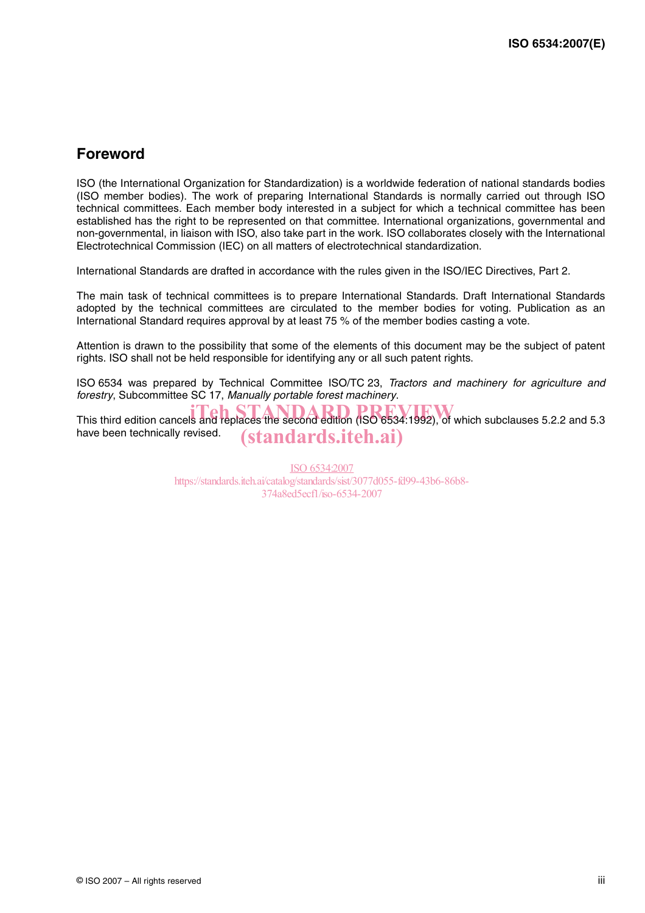## Foreword

ISO (the International Organization for Standardization) is a worldwide federation of national standards bodies (ISO member bodies). The work of preparing International Standards is normally carried out through ISO technical committees. Each member body interested in a subject for which a technical committee has been established has the right to be represented on that committee. International organizations, governmental and non-governmental, in liaison with ISO, also take part in the work. ISO collaborates closely with the International Electrotechnical Commission (IEC) on all matters of electrotechnical standardization.

International Standards are drafted in accordance with the rules given in the ISO/IEC Directives, Part 2.

The main task of technical committees is to prepare International Standards. Draft International Standards adopted by the technical committees are circulated to the member bodies for voting. Publication as an International Standard requires approval by at least 75 % of the member bodies casting a vote.

Attention is drawn to the possibility that some of the elements of this document may be the subject of patent rights. ISO shall not be held responsible for identifying any or all such patent rights.

ISO 6534 was prepared by Technical Committee ISO/TC 23, *Tractors and machinery for agriculture and forestry*, Subcommittee SC 17, *Manually portable forest machinery*.

This third edition cancels and replaces the second edition (ISO 6534:1992), of which subclauses 5.2.2 and 5.3 have been technically revised.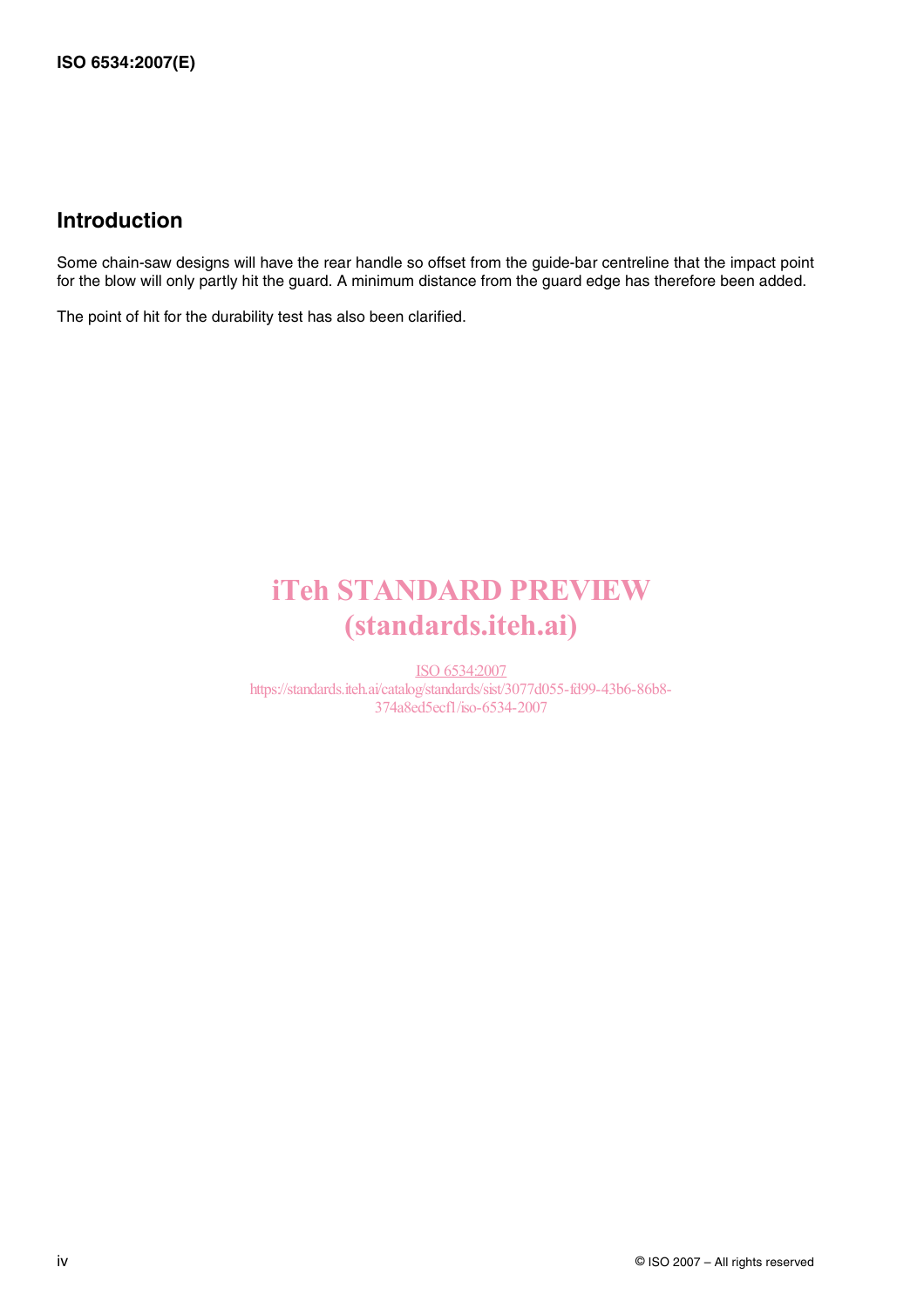## Introduction

Some chain-saw designs will have the rear handle so offset from the guide-bar centreline that the impact point for the blow will only partly hit the guard. A minimum distance from the guard edge has therefore been added.

The point of hit for the durability test has also been clarified.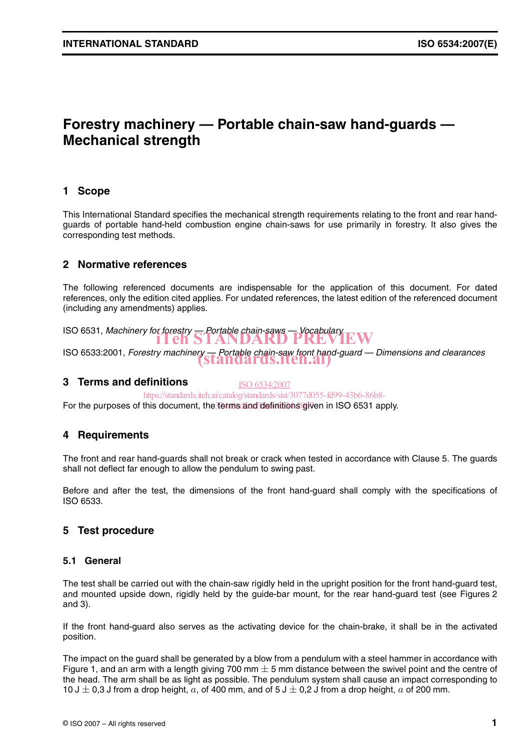# Forestry machinery — Portable chain-saw hand-guards — Mechanical strength

## 1 Scope

This International Standard specifies the mechanical strength requirements relating to the front and rear hand-guards of portable hand-held combustion engine chain-saws for use primarily in forestry. It also gives the corresponding test methods.

## 2 Normative references

The following referenced documents are indispensable for the application of this document. For dated references, only the edition cited applies. For undated references, the latest edition of the referenced document (including any amendments) applies.

ISO 6531, *Machinery for forestry — Portable chain-saws — Vocabulary*

ISO 6533:2001, *Forestry machinery — Portable chain-saw front hand-guard — Dimensions and clearances*

## 3 Terms and definitions

For the purposes of this document, the terms and definitions given in ISO 6531 apply.

## 4 Requirements

The front and rear hand-guards shall not break or crack when tested in accordance with Clause 5. The guards shall not deflect far enough to allow the pendulum to swing past.

Before and after the test, the dimensions of the front hand-guard shall comply with the specifications of ISO 6533.

## 5 Test procedure

### 5.1 General

The test shall be carried out with the chain-saw rigidly held in the upright position for the front hand-guard test, and mounted upside down, rigidly held by the guide-bar mount, for the rear hand-guard test (see Figures 2 and 3).

If the front hand-guard also serves as the activating device for the chain-brake, it shall be in the activated position.

The impact on the guard shall be generated by a blow from a pendulum with a steel hammer in accordance with Figure 1, and an arm with a length giving 700 mm ± 5 mm distance between the swivel point and the centre of the head. The arm shall be as light as possible. The pendulum system shall cause an impact corresponding to 10 J ± 0,3 J from a drop height, $a$, of 400 mm, and of 5 J ± 0,2 J from a drop height, $a$ of 200 mm.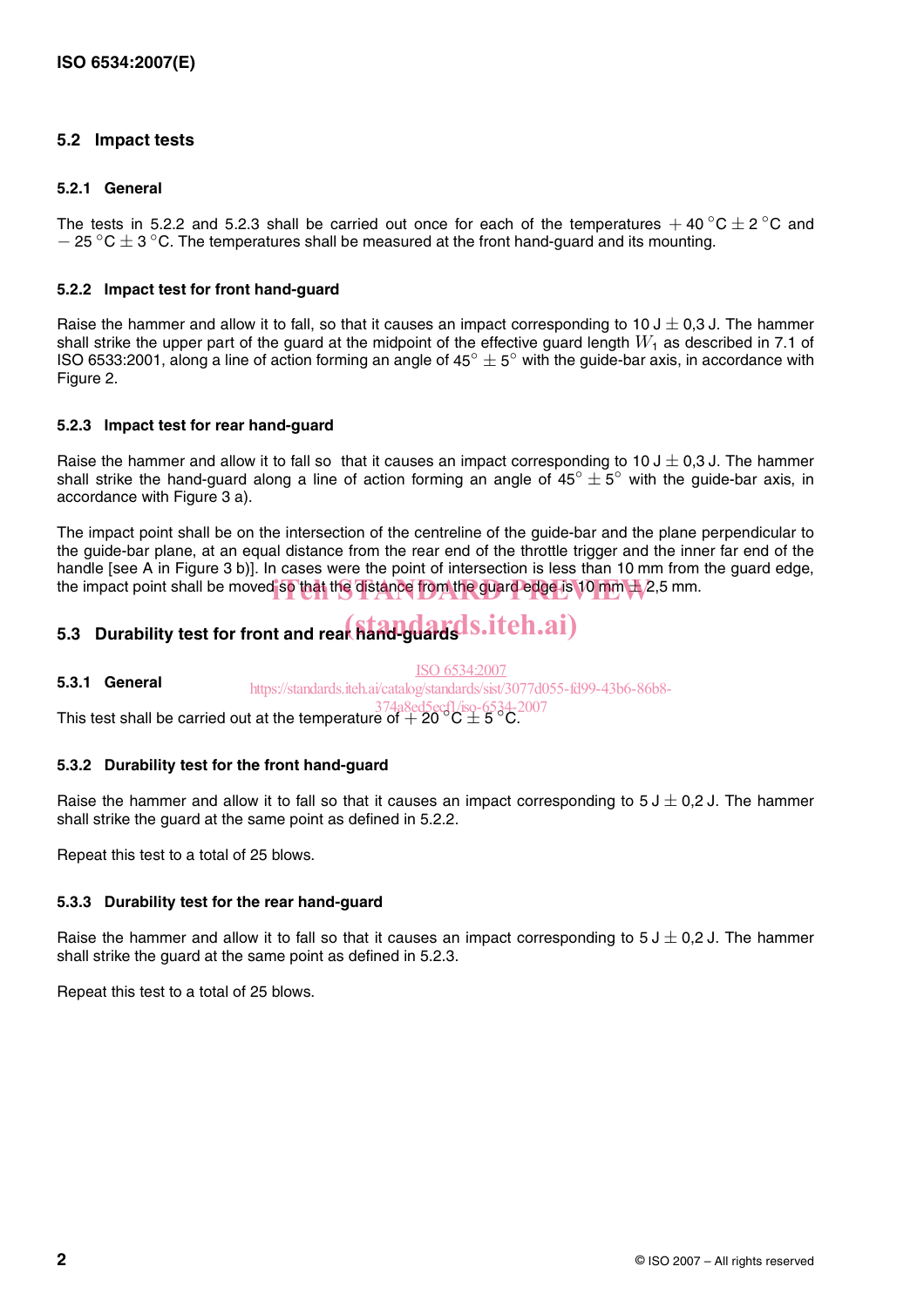### 5.2 Impact tests

#### 5.2.1 General

The tests in 5.2.2 and 5.2.3 shall be carried out once for each of the temperatures $+ 40\ ^\circ\text{C} \pm 2\ ^\circ\text{C}$ and $- 25\ ^\circ\text{C} \pm 3\ ^\circ\text{C}$. The temperatures shall be measured at the front hand-guard and its mounting.

#### 5.2.2 Impact test for front hand-guard

Raise the hammer and allow it to fall, so that it causes an impact corresponding to $10\ \text{J} \pm 0{,}3\ \text{J}$. The hammer shall strike the upper part of the guard at the midpoint of the effective guard length $W_1$ as described in 7.1 of ISO 6533:2001, along a line of action forming an angle of $45^\circ \pm 5^\circ$ with the guide-bar axis, in accordance with Figure 2.

#### 5.2.3 Impact test for rear hand-guard

Raise the hammer and allow it to fall so that it causes an impact corresponding to $10\ \text{J} \pm 0{,}3\ \text{J}$. The hammer shall strike the hand-guard along a line of action forming an angle of $45^\circ \pm 5^\circ$ with the guide-bar axis, in accordance with Figure 3 a).

The impact point shall be on the intersection of the centreline of the guide-bar and the plane perpendicular to the guide-bar plane, at an equal distance from the rear end of the throttle trigger and the inner far end of the handle [see A in Figure 3 b)]. In cases were the point of intersection is less than 10 mm from the guard edge, the impact point shall be moved so that the distance from the guard edge is $10\ \text{mm} \pm 2{,}5\ \text{mm}$.

### 5.3 Durability test for front and rear hand-guards

#### 5.3.1 General

This test shall be carried out at the temperature of $+ 20\ ^\circ\text{C} \pm 5\ ^\circ\text{C}$.

#### 5.3.2 Durability test for the front hand-guard

Raise the hammer and allow it to fall so that it causes an impact corresponding to $5\ \text{J} \pm 0{,}2\ \text{J}$. The hammer shall strike the guard at the same point as defined in 5.2.2.

Repeat this test to a total of 25 blows.

#### 5.3.3 Durability test for the rear hand-guard

Raise the hammer and allow it to fall so that it causes an impact corresponding to $5\ \text{J} \pm 0{,}2\ \text{J}$. The hammer shall strike the guard at the same point as defined in 5.2.3.

Repeat this test to a total of 25 blows.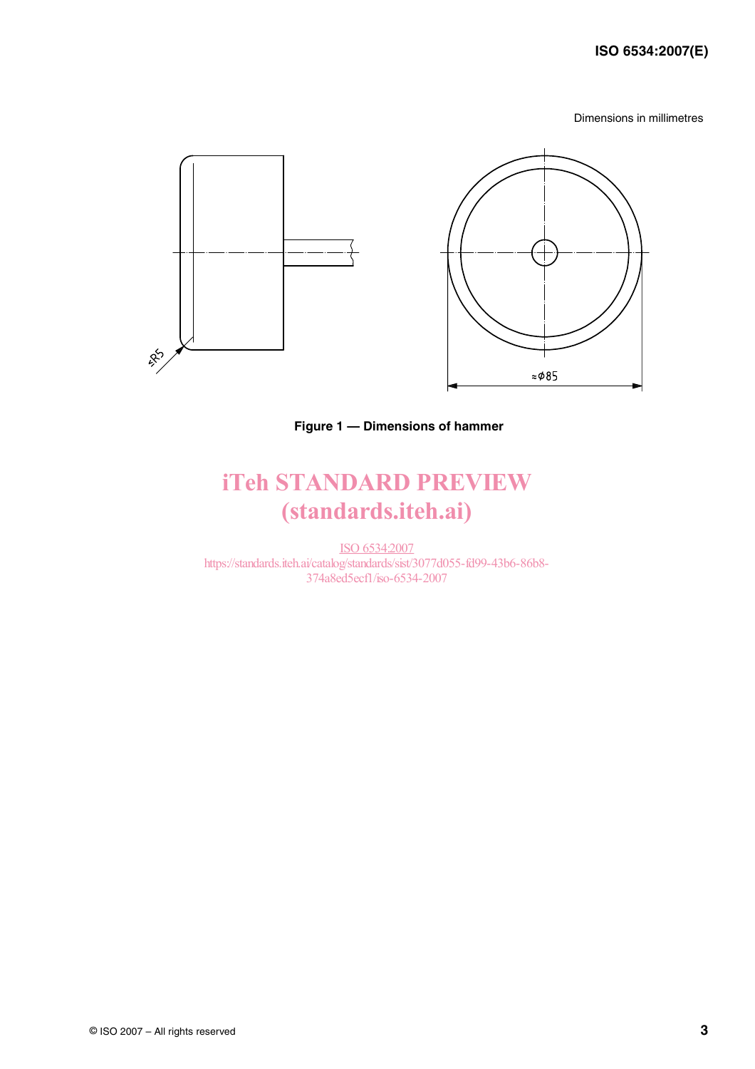Dimensions in millimetres

≈R5

≈⌀85

**Figure 1 — Dimensions of hammer**

iTeh STANDARD PREVIEW
(standards.iteh.ai)

ISO 6534:2007
https://standards.iteh.ai/catalog/standards/sist/3077d055-fd99-43b6-86b8-374a8ed5ecf1/iso-6534-2007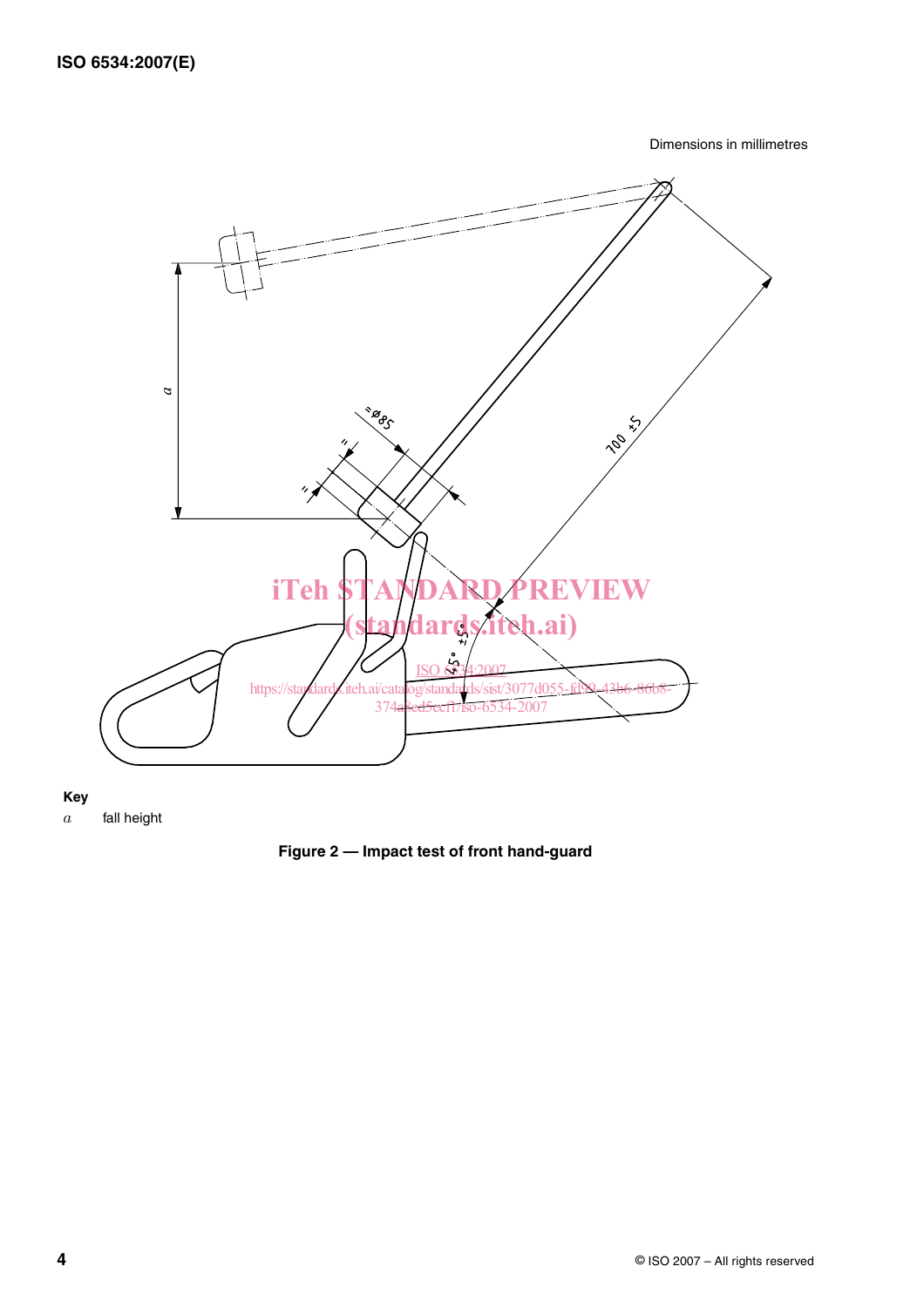Dimensions in millimetres

**Key**

$a$ fall height

**Figure 2 — Impact test of front hand-guard**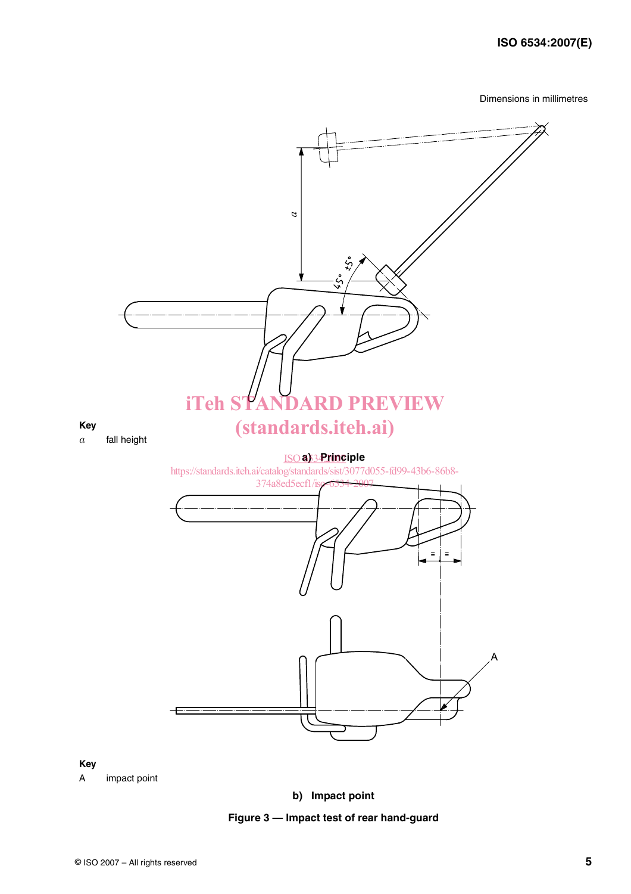Dimensions in millimetres

a

45° ±5°

**Key**

$a$ fall height

**a) Principle**

=

=

A

**Key**

A impact point

**b) Impact point**

**Figure 3 — Impact test of rear hand-guard**